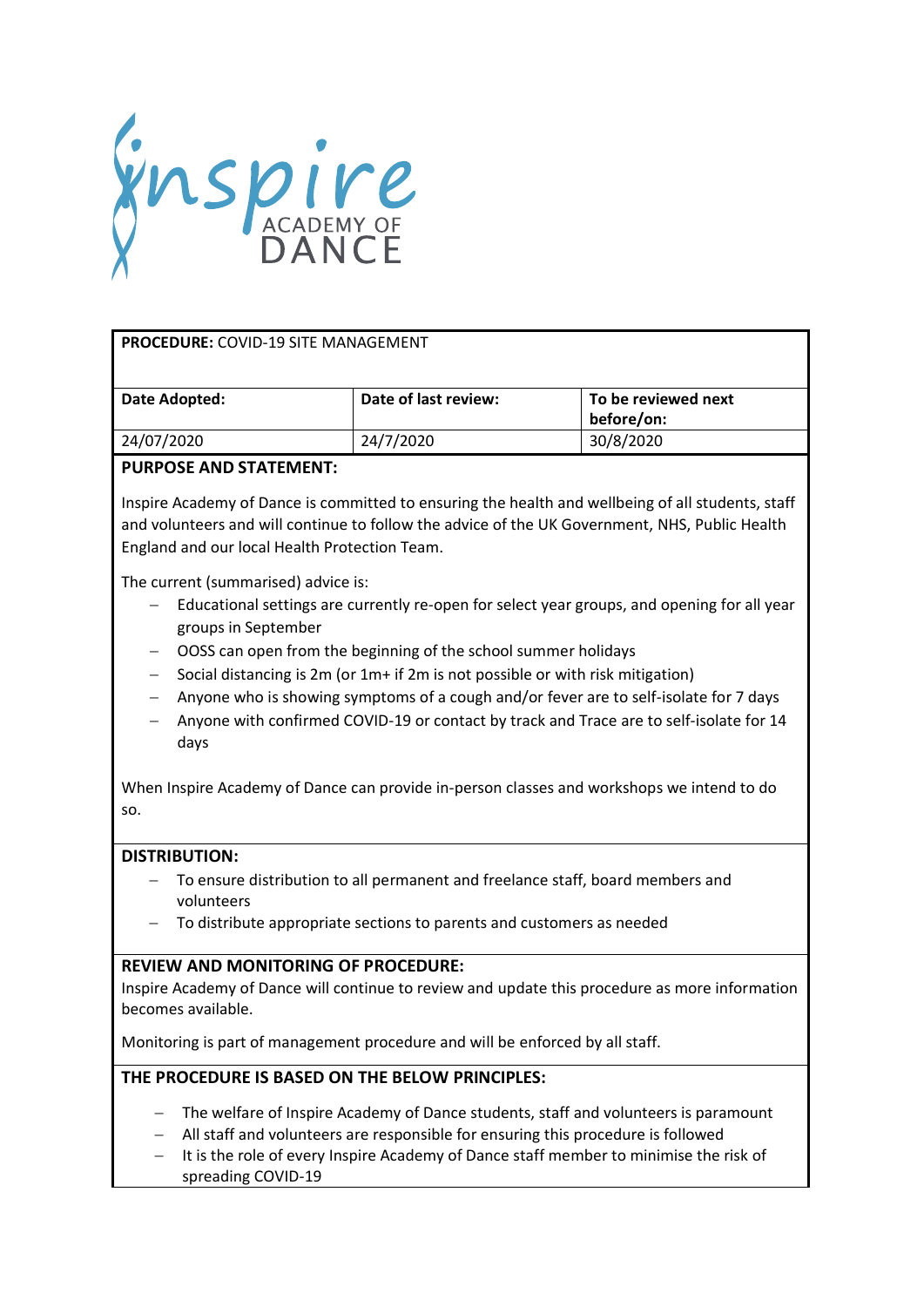Inspire ACADEMY OF DANCE

**PROCEDURE:** COVID-19 SITE MANAGEMENT

| Date Adopted: | Date of last review: | To be reviewed next before/on: |
|---|---|---|
| 24/07/2020 | 24/7/2020 | 30/8/2020 |

## PURPOSE AND STATEMENT:

Inspire Academy of Dance is committed to ensuring the health and wellbeing of all students, staff and volunteers and will continue to follow the advice of the UK Government, NHS, Public Health England and our local Health Protection Team.

The current (summarised) advice is:

- Educational settings are currently re-open for select year groups, and opening for all year groups in September
- OOSS can open from the beginning of the school summer holidays
- Social distancing is 2m (or 1m+ if 2m is not possible or with risk mitigation)
- Anyone who is showing symptoms of a cough and/or fever are to self-isolate for 7 days
- Anyone with confirmed COVID-19 or contact by track and Trace are to self-isolate for 14 days

When Inspire Academy of Dance can provide in-person classes and workshops we intend to do so.

## DISTRIBUTION:

- To ensure distribution to all permanent and freelance staff, board members and volunteers
- To distribute appropriate sections to parents and customers as needed

## REVIEW AND MONITORING OF PROCEDURE:

Inspire Academy of Dance will continue to review and update this procedure as more information becomes available.

Monitoring is part of management procedure and will be enforced by all staff.

## THE PROCEDURE IS BASED ON THE BELOW PRINCIPLES:

- The welfare of Inspire Academy of Dance students, staff and volunteers is paramount
- All staff and volunteers are responsible for ensuring this procedure is followed
- It is the role of every Inspire Academy of Dance staff member to minimise the risk of spreading COVID-19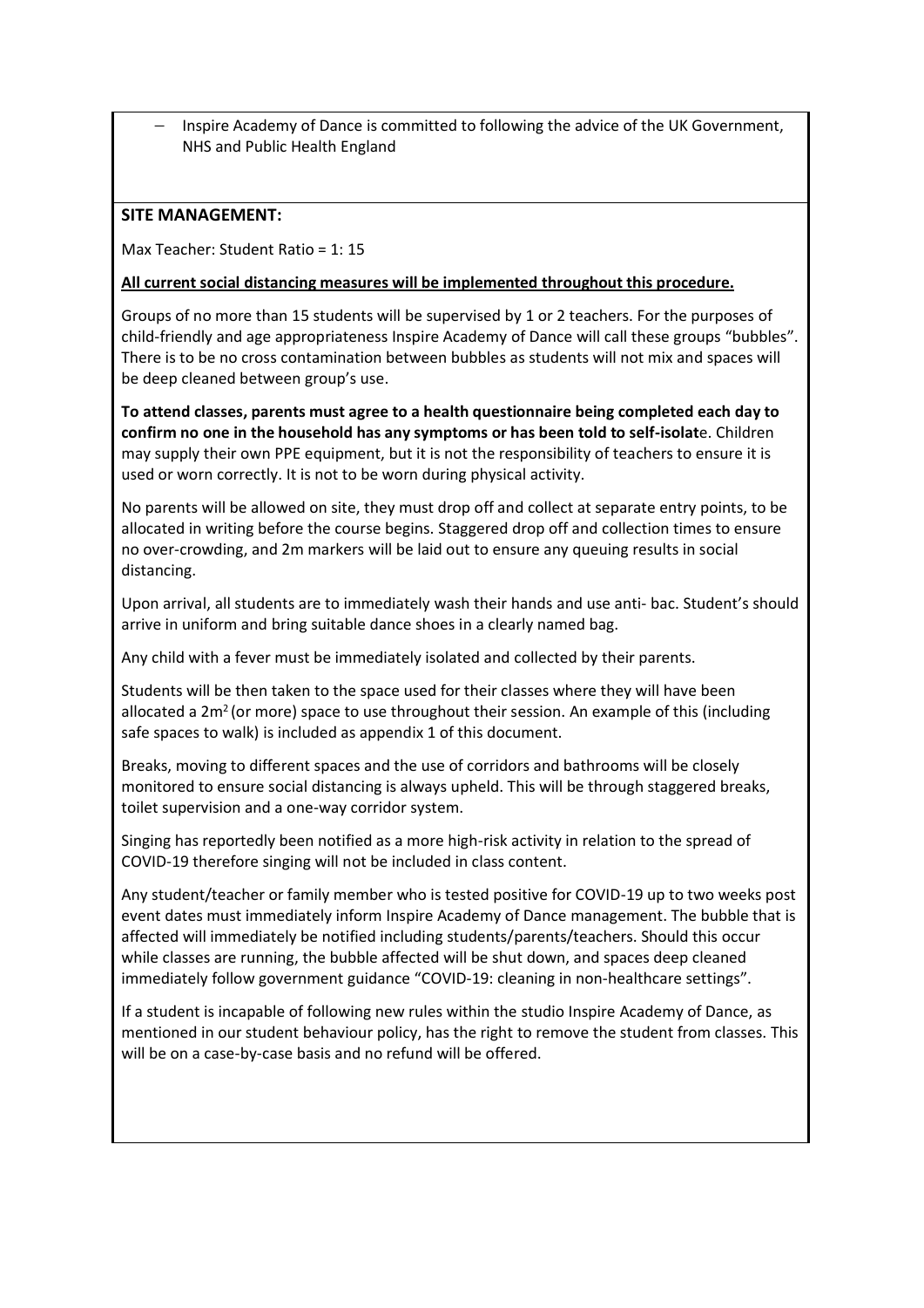- Inspire Academy of Dance is committed to following the advice of the UK Government, NHS and Public Health England

**SITE MANAGEMENT:**

Max Teacher: Student Ratio = 1: 15

**All current social distancing measures will be implemented throughout this procedure.**

Groups of no more than 15 students will be supervised by 1 or 2 teachers. For the purposes of child-friendly and age appropriateness Inspire Academy of Dance will call these groups "bubbles". There is to be no cross contamination between bubbles as students will not mix and spaces will be deep cleaned between group's use.

**To attend classes, parents must agree to a health questionnaire being completed each day to confirm no one in the household has any symptoms or has been told to self-isolat**e. Children may supply their own PPE equipment, but it is not the responsibility of teachers to ensure it is used or worn correctly. It is not to be worn during physical activity.

No parents will be allowed on site, they must drop off and collect at separate entry points, to be allocated in writing before the course begins. Staggered drop off and collection times to ensure no over-crowding, and 2m markers will be laid out to ensure any queuing results in social distancing.

Upon arrival, all students are to immediately wash their hands and use anti- bac. Student's should arrive in uniform and bring suitable dance shoes in a clearly named bag.

Any child with a fever must be immediately isolated and collected by their parents.

Students will be then taken to the space used for their classes where they will have been allocated a $2m^2$ (or more) space to use throughout their session. An example of this (including safe spaces to walk) is included as appendix 1 of this document.

Breaks, moving to different spaces and the use of corridors and bathrooms will be closely monitored to ensure social distancing is always upheld. This will be through staggered breaks, toilet supervision and a one-way corridor system.

Singing has reportedly been notified as a more high-risk activity in relation to the spread of COVID-19 therefore singing will not be included in class content.

Any student/teacher or family member who is tested positive for COVID-19 up to two weeks post event dates must immediately inform Inspire Academy of Dance management. The bubble that is affected will immediately be notified including students/parents/teachers. Should this occur while classes are running, the bubble affected will be shut down, and spaces deep cleaned immediately follow government guidance "COVID-19: cleaning in non-healthcare settings".

If a student is incapable of following new rules within the studio Inspire Academy of Dance, as mentioned in our student behaviour policy, has the right to remove the student from classes. This will be on a case-by-case basis and no refund will be offered.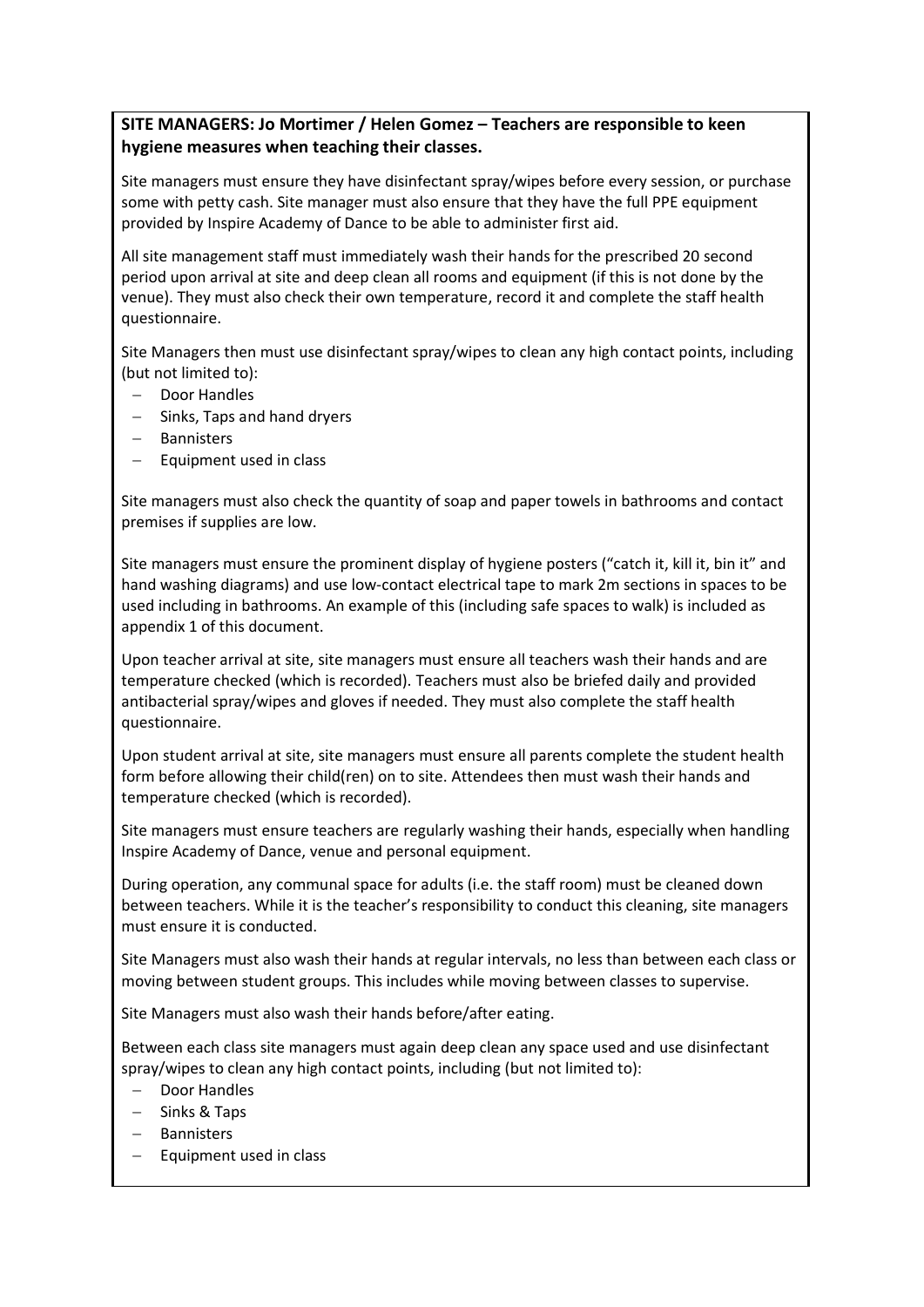**SITE MANAGERS: Jo Mortimer / Helen Gomez – Teachers are responsible to keen hygiene measures when teaching their classes.**

Site managers must ensure they have disinfectant spray/wipes before every session, or purchase some with petty cash. Site manager must also ensure that they have the full PPE equipment provided by Inspire Academy of Dance to be able to administer first aid.

All site management staff must immediately wash their hands for the prescribed 20 second period upon arrival at site and deep clean all rooms and equipment (if this is not done by the venue). They must also check their own temperature, record it and complete the staff health questionnaire.

Site Managers then must use disinfectant spray/wipes to clean any high contact points, including (but not limited to):

- Door Handles
- Sinks, Taps and hand dryers
- Bannisters
- Equipment used in class

Site managers must also check the quantity of soap and paper towels in bathrooms and contact premises if supplies are low.

Site managers must ensure the prominent display of hygiene posters ("catch it, kill it, bin it" and hand washing diagrams) and use low-contact electrical tape to mark 2m sections in spaces to be used including in bathrooms. An example of this (including safe spaces to walk) is included as appendix 1 of this document.

Upon teacher arrival at site, site managers must ensure all teachers wash their hands and are temperature checked (which is recorded). Teachers must also be briefed daily and provided antibacterial spray/wipes and gloves if needed. They must also complete the staff health questionnaire.

Upon student arrival at site, site managers must ensure all parents complete the student health form before allowing their child(ren) on to site. Attendees then must wash their hands and temperature checked (which is recorded).

Site managers must ensure teachers are regularly washing their hands, especially when handling Inspire Academy of Dance, venue and personal equipment.

During operation, any communal space for adults (i.e. the staff room) must be cleaned down between teachers. While it is the teacher's responsibility to conduct this cleaning, site managers must ensure it is conducted.

Site Managers must also wash their hands at regular intervals, no less than between each class or moving between student groups. This includes while moving between classes to supervise.

Site Managers must also wash their hands before/after eating.

Between each class site managers must again deep clean any space used and use disinfectant spray/wipes to clean any high contact points, including (but not limited to):

- Door Handles
- Sinks & Taps
- Bannisters
- Equipment used in class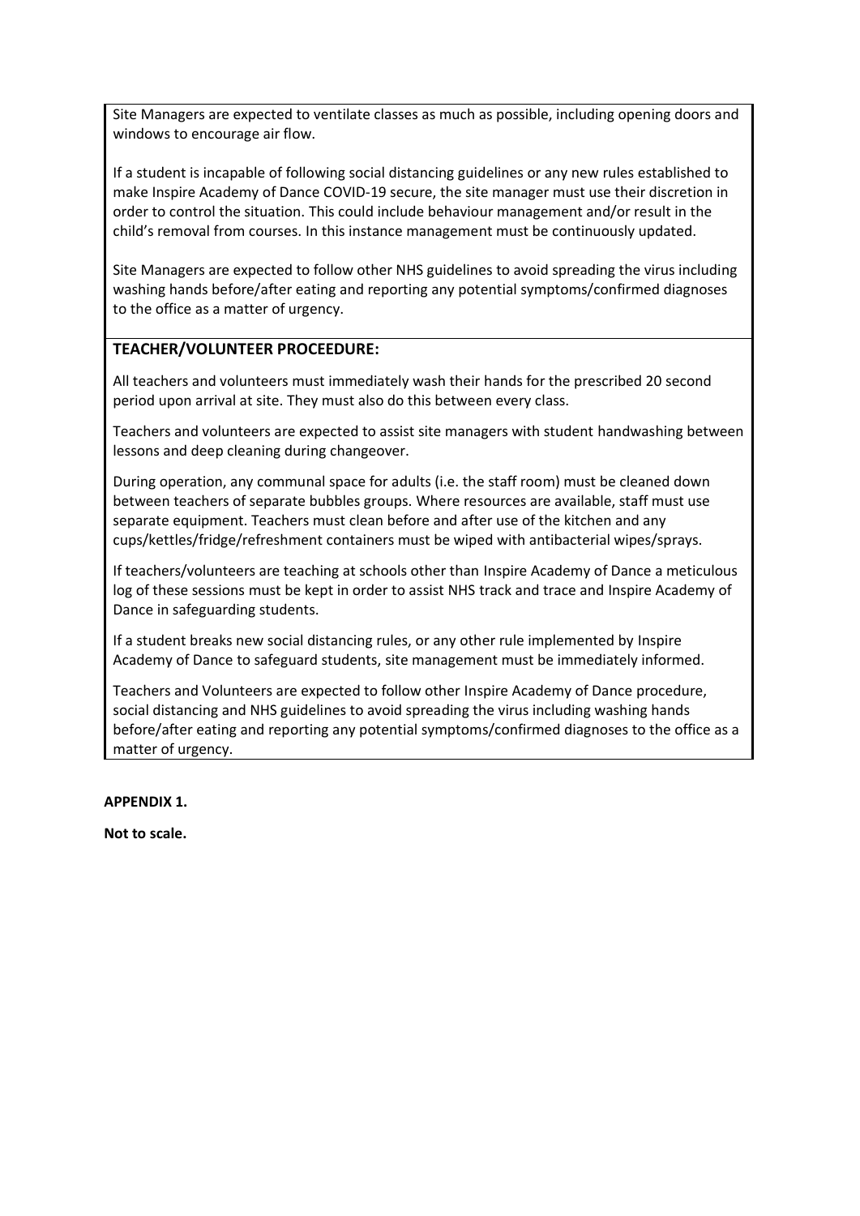Site Managers are expected to ventilate classes as much as possible, including opening doors and windows to encourage air flow.

If a student is incapable of following social distancing guidelines or any new rules established to make Inspire Academy of Dance COVID-19 secure, the site manager must use their discretion in order to control the situation. This could include behaviour management and/or result in the child's removal from courses. In this instance management must be continuously updated.

Site Managers are expected to follow other NHS guidelines to avoid spreading the virus including washing hands before/after eating and reporting any potential symptoms/confirmed diagnoses to the office as a matter of urgency.

**TEACHER/VOLUNTEER PROCEEDURE:**

All teachers and volunteers must immediately wash their hands for the prescribed 20 second period upon arrival at site. They must also do this between every class.

Teachers and volunteers are expected to assist site managers with student handwashing between lessons and deep cleaning during changeover.

During operation, any communal space for adults (i.e. the staff room) must be cleaned down between teachers of separate bubbles groups. Where resources are available, staff must use separate equipment. Teachers must clean before and after use of the kitchen and any cups/kettles/fridge/refreshment containers must be wiped with antibacterial wipes/sprays.

If teachers/volunteers are teaching at schools other than Inspire Academy of Dance a meticulous log of these sessions must be kept in order to assist NHS track and trace and Inspire Academy of Dance in safeguarding students.

If a student breaks new social distancing rules, or any other rule implemented by Inspire Academy of Dance to safeguard students, site management must be immediately informed.

Teachers and Volunteers are expected to follow other Inspire Academy of Dance procedure, social distancing and NHS guidelines to avoid spreading the virus including washing hands before/after eating and reporting any potential symptoms/confirmed diagnoses to the office as a matter of urgency.

**APPENDIX 1.**

**Not to scale.**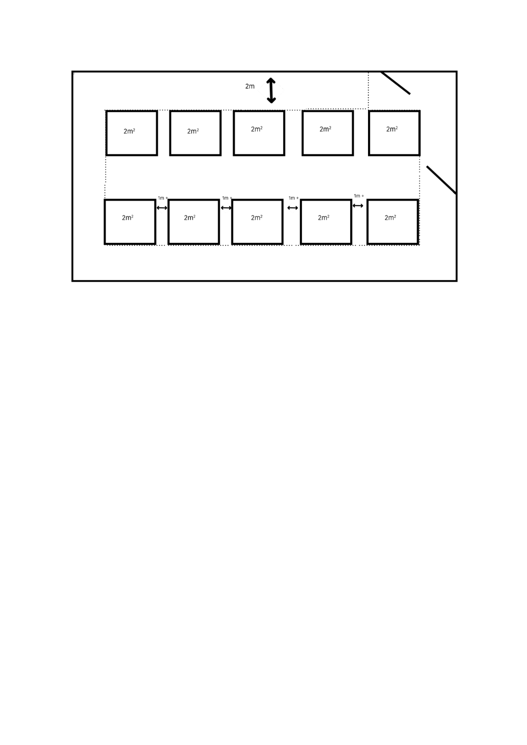2m

$2m^2$ $2m^2$ $2m^2$ $2m^2$ $2m^2$

1m + 1m + 1m + 1m +

$2m^2$ $2m^2$ $2m^2$ $2m^2$ $2m^2$